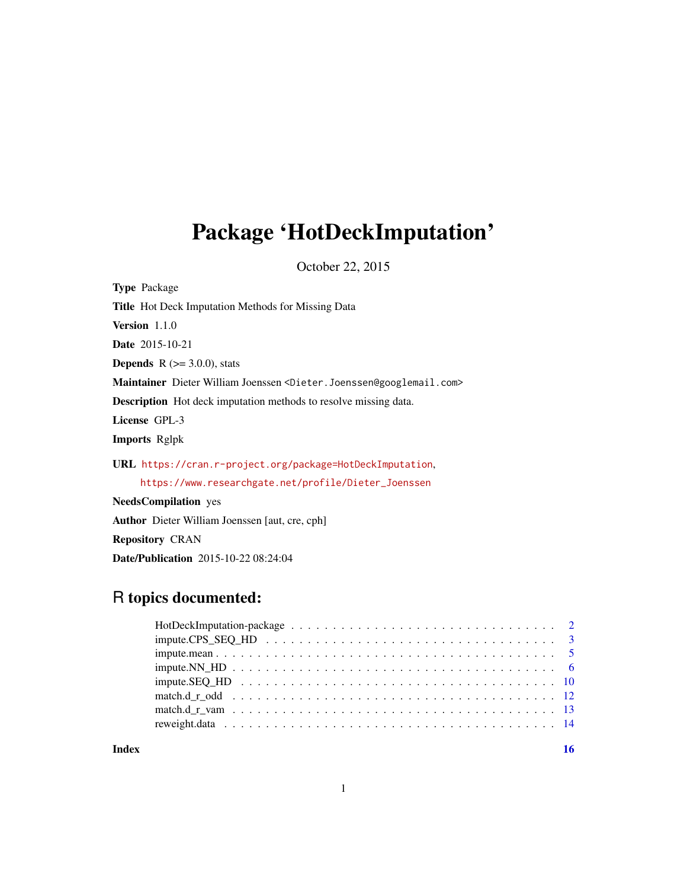# Package 'HotDeckImputation'

October 22, 2015

**Type** Package

**Title** Hot Deck Imputation Methods for Missing Data

**Version** 1.1.0

**Date** 2015-10-21

**Depends** R (>= 3.0.0), stats

**Maintainer** Dieter William Joenssen <Dieter.Joenssen@googlemail.com>

**Description** Hot deck imputation methods to resolve missing data.

**License** GPL-3

**Imports** Rglpk

**URL** https://cran.r-project.org/package=HotDeckImputation, https://www.researchgate.net/profile/Dieter_Joenssen

**NeedsCompilation** yes

**Author** Dieter William Joenssen [aut, cre, cph]

**Repository** CRAN

**Date/Publication** 2015-10-22 08:24:04

## R topics documented:

| | |
|---|---|
| HotDeckImputation-package | 2 |
| impute.CPS_SEQ_HD | 3 |
| impute.mean | 5 |
| impute.NN_HD | 6 |
| impute.SEQ_HD | 10 |
| match.d_r_odd | 12 |
| match.d_r_vam | 13 |
| reweight.data | 14 |

**Index** **16**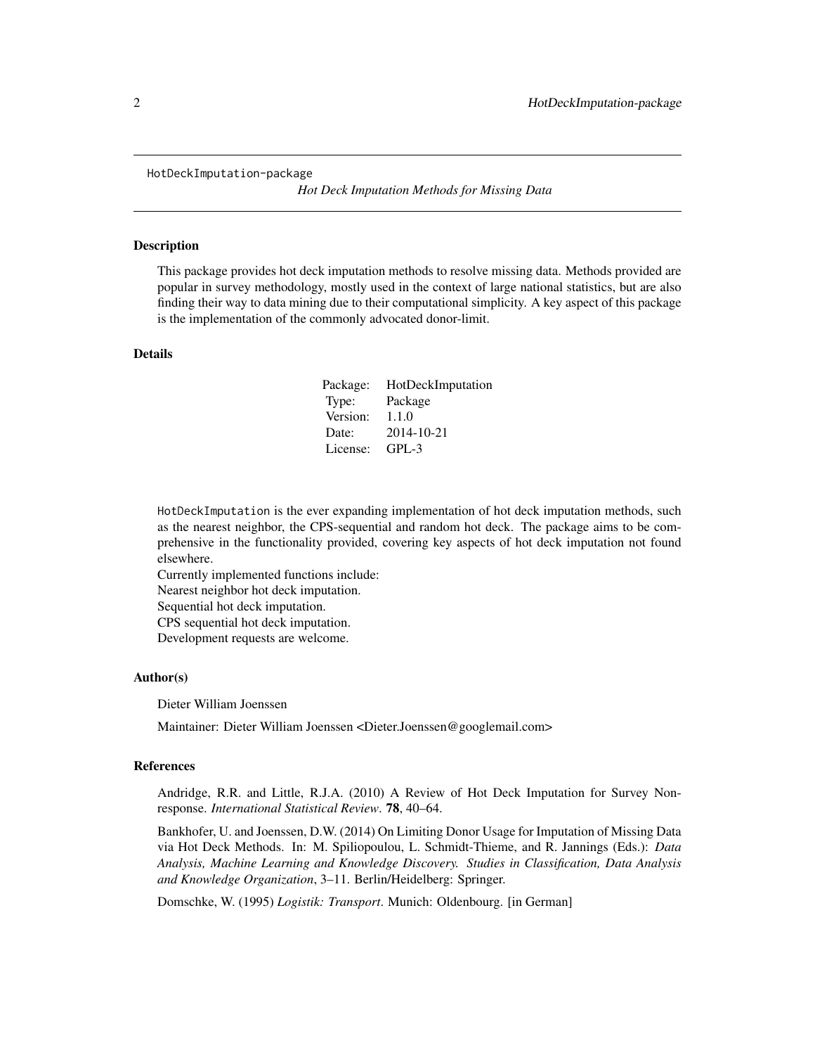HotDeckImputation-package

*Hot Deck Imputation Methods for Missing Data*

### Description

This package provides hot deck imputation methods to resolve missing data. Methods provided are popular in survey methodology, mostly used in the context of large national statistics, but are also finding their way to data mining due to their computational simplicity. A key aspect of this package is the implementation of the commonly advocated donor-limit.

### Details

| | |
|---|---|
| Package: | HotDeckImputation |
| Type: | Package |
| Version: | 1.1.0 |
| Date: | 2014-10-21 |
| License: | GPL-3 |

HotDeckImputation is the ever expanding implementation of hot deck imputation methods, such as the nearest neighbor, the CPS-sequential and random hot deck. The package aims to be comprehensive in the functionality provided, covering key aspects of hot deck imputation not found elsewhere.
Currently implemented functions include:
Nearest neighbor hot deck imputation.
Sequential hot deck imputation.
CPS sequential hot deck imputation.
Development requests are welcome.

### Author(s)

Dieter William Joenssen

Maintainer: Dieter William Joenssen <Dieter.Joenssen@googlemail.com>

### References

Andridge, R.R. and Little, R.J.A. (2010) A Review of Hot Deck Imputation for Survey Nonresponse. *International Statistical Review*. **78**, 40–64.

Bankhofer, U. and Joenssen, D.W. (2014) On Limiting Donor Usage for Imputation of Missing Data via Hot Deck Methods. In: M. Spiliopoulou, L. Schmidt-Thieme, and R. Jannings (Eds.): *Data Analysis, Machine Learning and Knowledge Discovery. Studies in Classification, Data Analysis and Knowledge Organization*, 3–11. Berlin/Heidelberg: Springer.

Domschke, W. (1995) *Logistik: Transport*. Munich: Oldenbourg. [in German]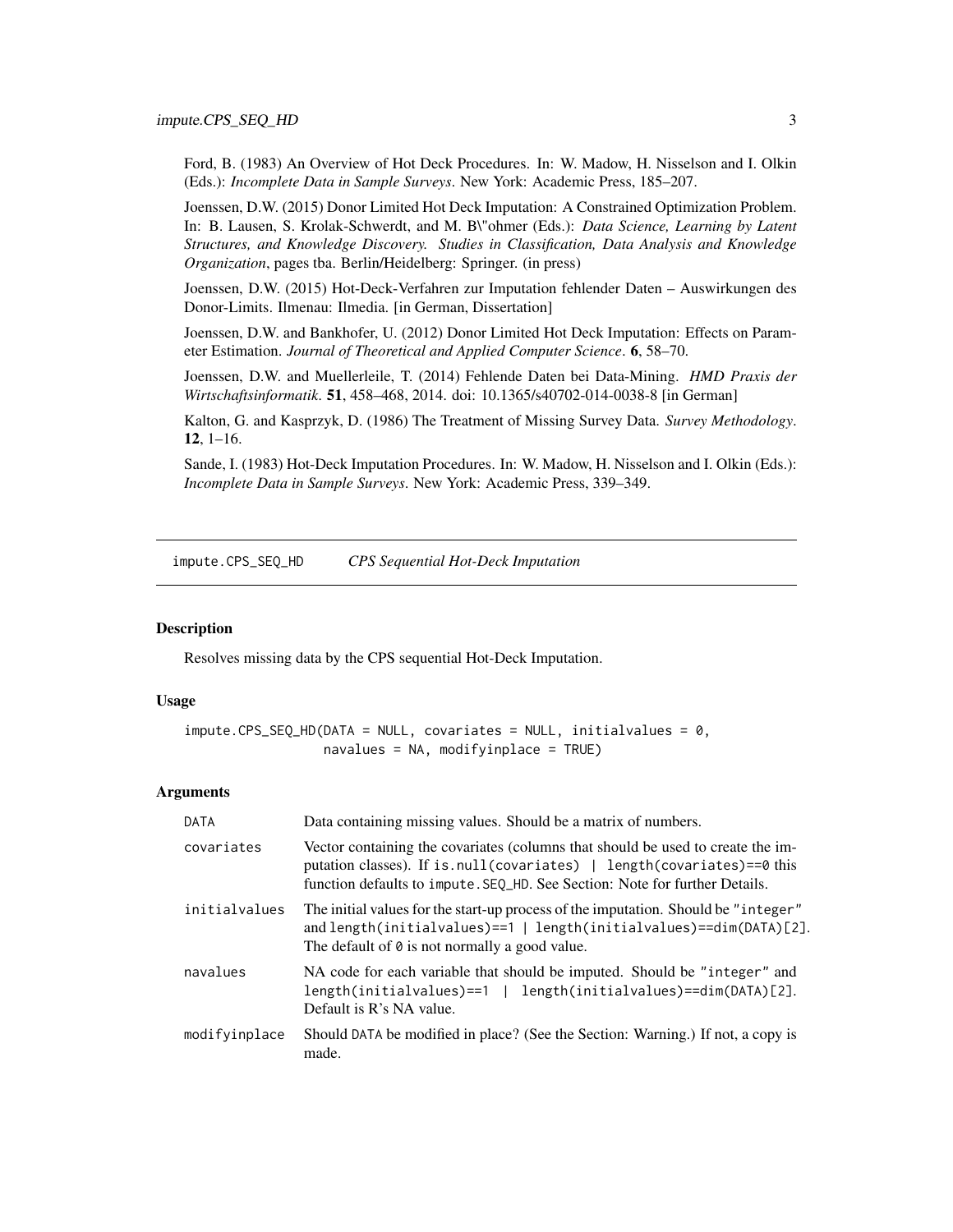Ford, B. (1983) An Overview of Hot Deck Procedures. In: W. Madow, H. Nisselson and I. Olkin (Eds.): *Incomplete Data in Sample Surveys*. New York: Academic Press, 185–207.

Joenssen, D.W. (2015) Donor Limited Hot Deck Imputation: A Constrained Optimization Problem. In: B. Lausen, S. Krolak-Schwerdt, and M. B\"ohmer (Eds.): *Data Science, Learning by Latent Structures, and Knowledge Discovery. Studies in Classification, Data Analysis and Knowledge Organization*, pages tba. Berlin/Heidelberg: Springer. (in press)

Joenssen, D.W. (2015) Hot-Deck-Verfahren zur Imputation fehlender Daten – Auswirkungen des Donor-Limits. Ilmenau: Ilmedia. [in German, Dissertation]

Joenssen, D.W. and Bankhofer, U. (2012) Donor Limited Hot Deck Imputation: Effects on Parameter Estimation. *Journal of Theoretical and Applied Computer Science*. **6**, 58–70.

Joenssen, D.W. and Muellerleile, T. (2014) Fehlende Daten bei Data-Mining. *HMD Praxis der Wirtschaftsinformatik*. **51**, 458–468, 2014. doi: 10.1365/s40702-014-0038-8 [in German]

Kalton, G. and Kasprzyk, D. (1986) The Treatment of Missing Survey Data. *Survey Methodology*. **12**, 1–16.

Sande, I. (1983) Hot-Deck Imputation Procedures. In: W. Madow, H. Nisselson and I. Olkin (Eds.): *Incomplete Data in Sample Surveys*. New York: Academic Press, 339–349.

---

## impute.CPS_SEQ_HD — *CPS Sequential Hot-Deck Imputation*

### Description

Resolves missing data by the CPS sequential Hot-Deck Imputation.

### Usage

```
impute.CPS_SEQ_HD(DATA = NULL, covariates = NULL, initialvalues = 0,
                  navalues = NA, modifyinplace = TRUE)
```

### Arguments

| Argument | Description |
|---|---|
| `DATA` | Data containing missing values. Should be a matrix of numbers. |
| `covariates` | Vector containing the covariates (columns that should be used to create the imputation classes). If `is.null(covariates) \| length(covariates)==0` this function defaults to `impute.SEQ_HD`. See Section: Note for further Details. |
| `initialvalues` | The initial values for the start-up process of the imputation. Should be `"integer"` and `length(initialvalues)==1 \| length(initialvalues)==dim(DATA)[2]`. The default of `0` is not normally a good value. |
| `navalues` | NA code for each variable that should be imputed. Should be `"integer"` and `length(initialvalues)==1 \| length(initialvalues)==dim(DATA)[2]`. Default is R's NA value. |
| `modifyinplace` | Should `DATA` be modified in place? (See the Section: Warning.) If not, a copy is made. |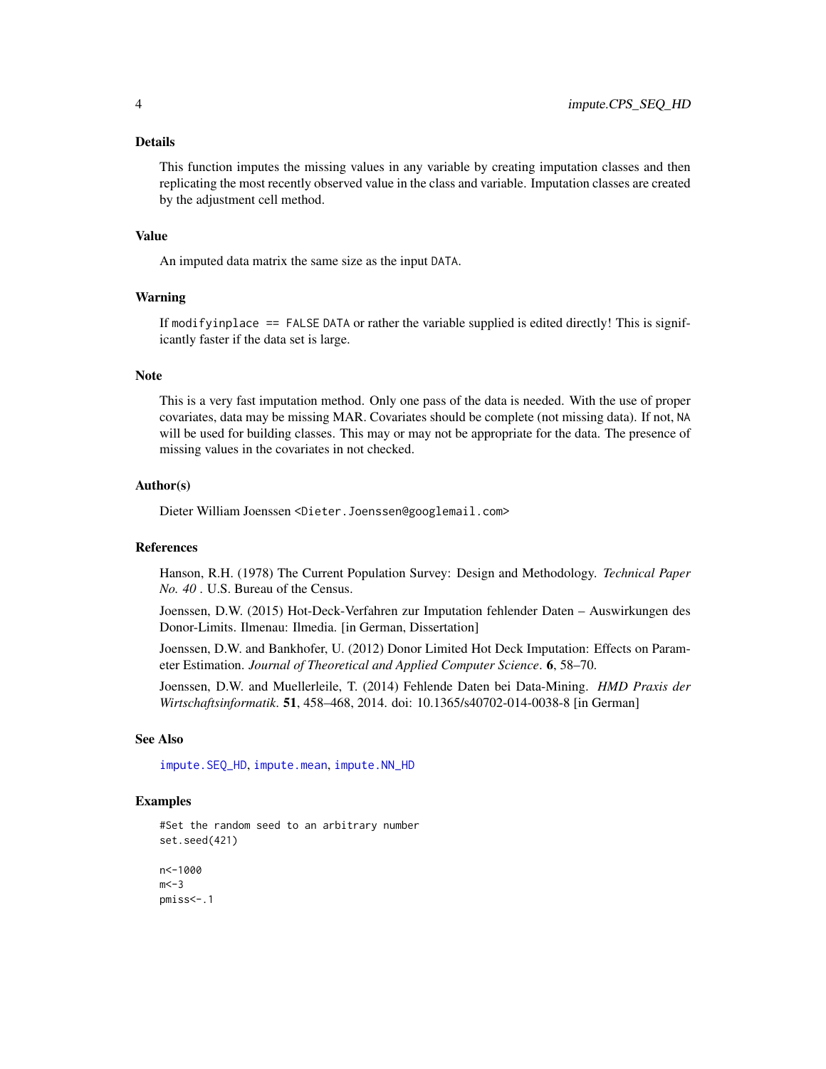## Details

This function imputes the missing values in any variable by creating imputation classes and then replicating the most recently observed value in the class and variable. Imputation classes are created by the adjustment cell method.

## Value

An imputed data matrix the same size as the input `DATA`.

## Warning

If `modifyinplace == FALSE` `DATA` or rather the variable supplied is edited directly! This is significantly faster if the data set is large.

## Note

This is a very fast imputation method. Only one pass of the data is needed. With the use of proper covariates, data may be missing MAR. Covariates should be complete (not missing data). If not, `NA` will be used for building classes. This may or may not be appropriate for the data. The presence of missing values in the covariates in not checked.

## Author(s)

Dieter William Joenssen <`Dieter.Joenssen@googlemail.com`>

## References

Hanson, R.H. (1978) The Current Population Survey: Design and Methodology. *Technical Paper No. 40* . U.S. Bureau of the Census.

Joenssen, D.W. (2015) Hot-Deck-Verfahren zur Imputation fehlender Daten – Auswirkungen des Donor-Limits. Ilmenau: Ilmedia. [in German, Dissertation]

Joenssen, D.W. and Bankhofer, U. (2012) Donor Limited Hot Deck Imputation: Effects on Parameter Estimation. *Journal of Theoretical and Applied Computer Science*. **6**, 58–70.

Joenssen, D.W. and Muellerleile, T. (2014) Fehlende Daten bei Data-Mining. *HMD Praxis der Wirtschaftsinformatik*. **51**, 458–468, 2014. doi: 10.1365/s40702-014-0038-8 [in German]

## See Also

`impute.SEQ_HD`, `impute.mean`, `impute.NN_HD`

## Examples

```
#Set the random seed to an arbitrary number
set.seed(421)

n<-1000
m<-3
pmiss<-.1
```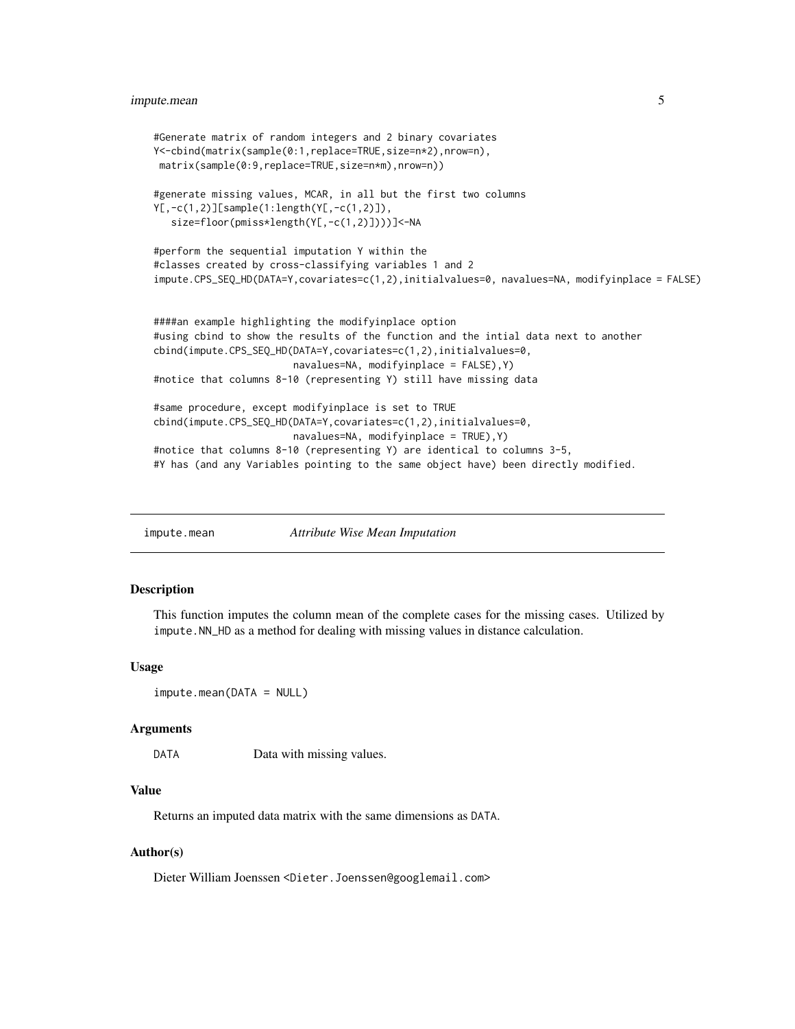```
#Generate matrix of random integers and 2 binary covariates
Y<-cbind(matrix(sample(0:1,replace=TRUE,size=n*2),nrow=n),
 matrix(sample(0:9,replace=TRUE,size=n*m),nrow=n))

#generate missing values, MCAR, in all but the first two columns
Y[,-c(1,2)][sample(1:length(Y[,-c(1,2)]),
   size=floor(pmiss*length(Y[,-c(1,2)])))]<-NA

#perform the sequential imputation Y within the
#classes created by cross-classifying variables 1 and 2
impute.CPS_SEQ_HD(DATA=Y,covariates=c(1,2),initialvalues=0, navalues=NA, modifyinplace = FALSE)


####an example highlighting the modifyinplace option
#using cbind to show the results of the function and the intial data next to another
cbind(impute.CPS_SEQ_HD(DATA=Y,covariates=c(1,2),initialvalues=0,
                        navalues=NA, modifyinplace = FALSE),Y)
#notice that columns 8-10 (representing Y) still have missing data

#same procedure, except modifyinplace is set to TRUE
cbind(impute.CPS_SEQ_HD(DATA=Y,covariates=c(1,2),initialvalues=0,
                        navalues=NA, modifyinplace = TRUE),Y)
#notice that columns 8-10 (representing Y) are identical to columns 3-5,
#Y has (and any Variables pointing to the same object have) been directly modified.
```

## impute.mean — *Attribute Wise Mean Imputation*

### Description

This function imputes the column mean of the complete cases for the missing cases. Utilized by `impute.NN_HD` as a method for dealing with missing values in distance calculation.

### Usage

```
impute.mean(DATA = NULL)
```

### Arguments

| | |
|---|---|
| DATA | Data with missing values. |

### Value

Returns an imputed data matrix with the same dimensions as `DATA`.

### Author(s)

Dieter William Joenssen <Dieter.Joenssen@googlemail.com>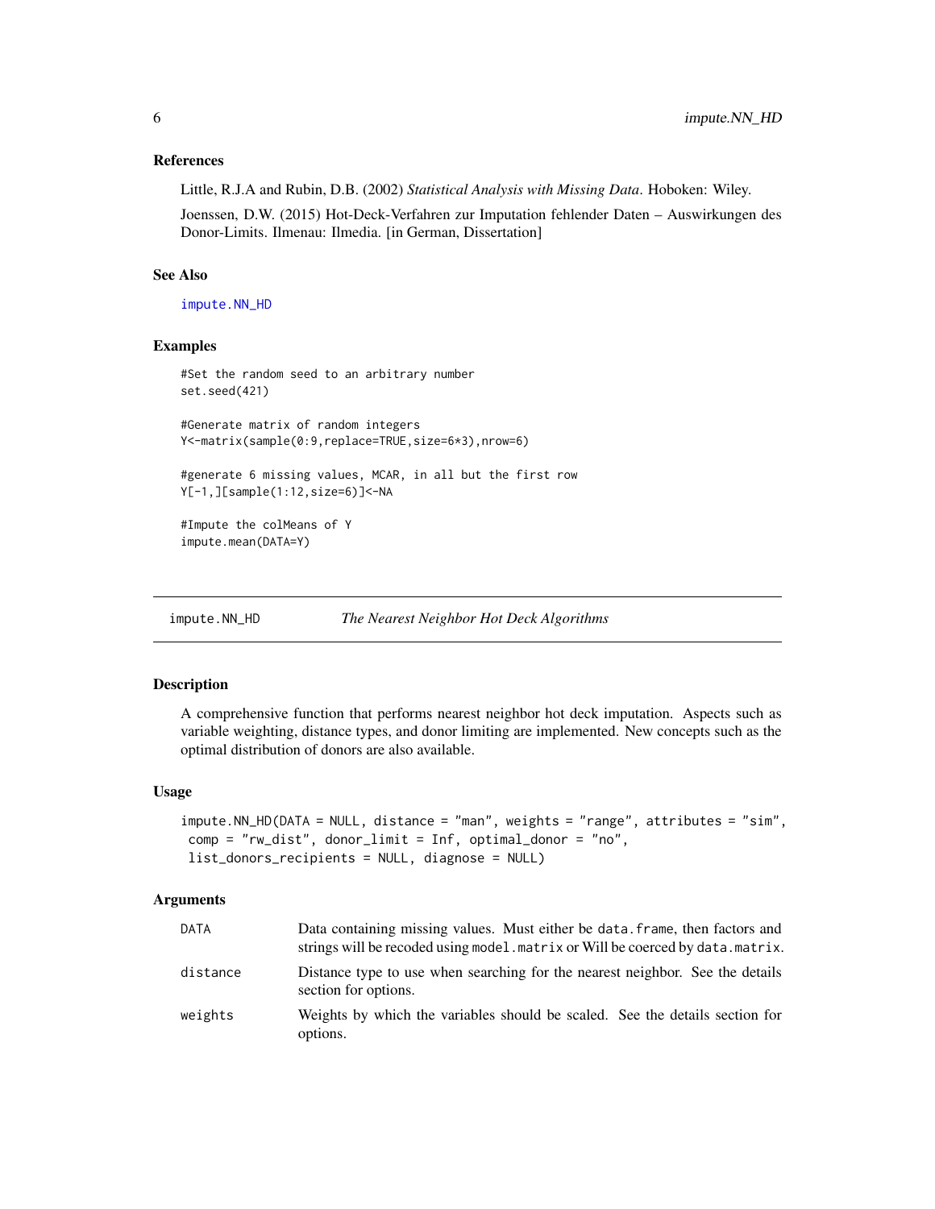### References

Little, R.J.A and Rubin, D.B. (2002) *Statistical Analysis with Missing Data*. Hoboken: Wiley.

Joenssen, D.W. (2015) Hot-Deck-Verfahren zur Imputation fehlender Daten – Auswirkungen des Donor-Limits. Ilmenau: Ilmedia. [in German, Dissertation]

### See Also

impute.NN_HD

### Examples

```
#Set the random seed to an arbitrary number
set.seed(421)

#Generate matrix of random integers
Y<-matrix(sample(0:9,replace=TRUE,size=6*3),nrow=6)

#generate 6 missing values, MCAR, in all but the first row
Y[-1,][sample(1:12,size=6)]<-NA

#Impute the colMeans of Y
impute.mean(DATA=Y)
```

---

## impute.NN_HD — *The Nearest Neighbor Hot Deck Algorithms*

### Description

A comprehensive function that performs nearest neighbor hot deck imputation. Aspects such as variable weighting, distance types, and donor limiting are implemented. New concepts such as the optimal distribution of donors are also available.

### Usage

```
impute.NN_HD(DATA = NULL, distance = "man", weights = "range", attributes = "sim",
 comp = "rw_dist", donor_limit = Inf, optimal_donor = "no",
 list_donors_recipients = NULL, diagnose = NULL)
```

### Arguments

| | |
|---|---|
| DATA | Data containing missing values. Must either be data.frame, then factors and strings will be recoded using model.matrix or Will be coerced by data.matrix. |
| distance | Distance type to use when searching for the nearest neighbor. See the details section for options. |
| weights | Weights by which the variables should be scaled. See the details section for options. |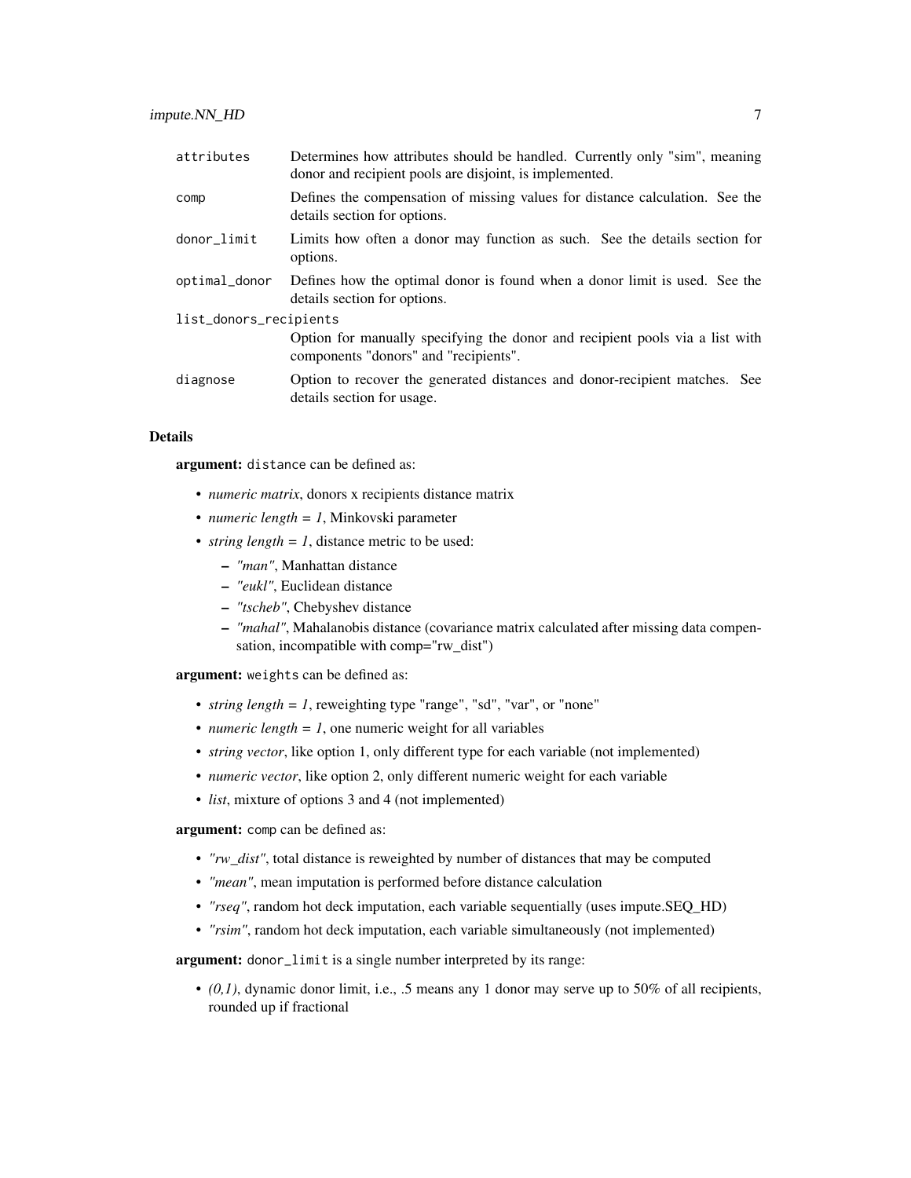| | |
|---|---|
| attributes | Determines how attributes should be handled. Currently only "sim", meaning donor and recipient pools are disjoint, is implemented. |
| comp | Defines the compensation of missing values for distance calculation. See the details section for options. |
| donor_limit | Limits how often a donor may function as such. See the details section for options. |
| optimal_donor | Defines how the optimal donor is found when a donor limit is used. See the details section for options. |
| list_donors_recipients | Option for manually specifying the donor and recipient pools via a list with components "donors" and "recipients". |
| diagnose | Option to recover the generated distances and donor-recipient matches. See details section for usage. |

## Details

**argument:** `distance` can be defined as:

- *numeric matrix*, donors x recipients distance matrix
- *numeric length = 1*, Minkovski parameter
- *string length = 1*, distance metric to be used:
  - *"man"*, Manhattan distance
  - *"eukl"*, Euclidean distance
  - *"tscheb"*, Chebyshev distance
  - *"mahal"*, Mahalanobis distance (covariance matrix calculated after missing data compensation, incompatible with comp="rw_dist")

**argument:** `weights` can be defined as:

- *string length = 1*, reweighting type "range", "sd", "var", or "none"
- *numeric length = 1*, one numeric weight for all variables
- *string vector*, like option 1, only different type for each variable (not implemented)
- *numeric vector*, like option 2, only different numeric weight for each variable
- *list*, mixture of options 3 and 4 (not implemented)

**argument:** `comp` can be defined as:

- *"rw_dist"*, total distance is reweighted by number of distances that may be computed
- *"mean"*, mean imputation is performed before distance calculation
- *"rseq"*, random hot deck imputation, each variable sequentially (uses impute.SEQ_HD)
- *"rsim"*, random hot deck imputation, each variable simultaneously (not implemented)

**argument:** `donor_limit` is a single number interpreted by its range:

- *(0,1)*, dynamic donor limit, i.e., .5 means any 1 donor may serve up to 50% of all recipients, rounded up if fractional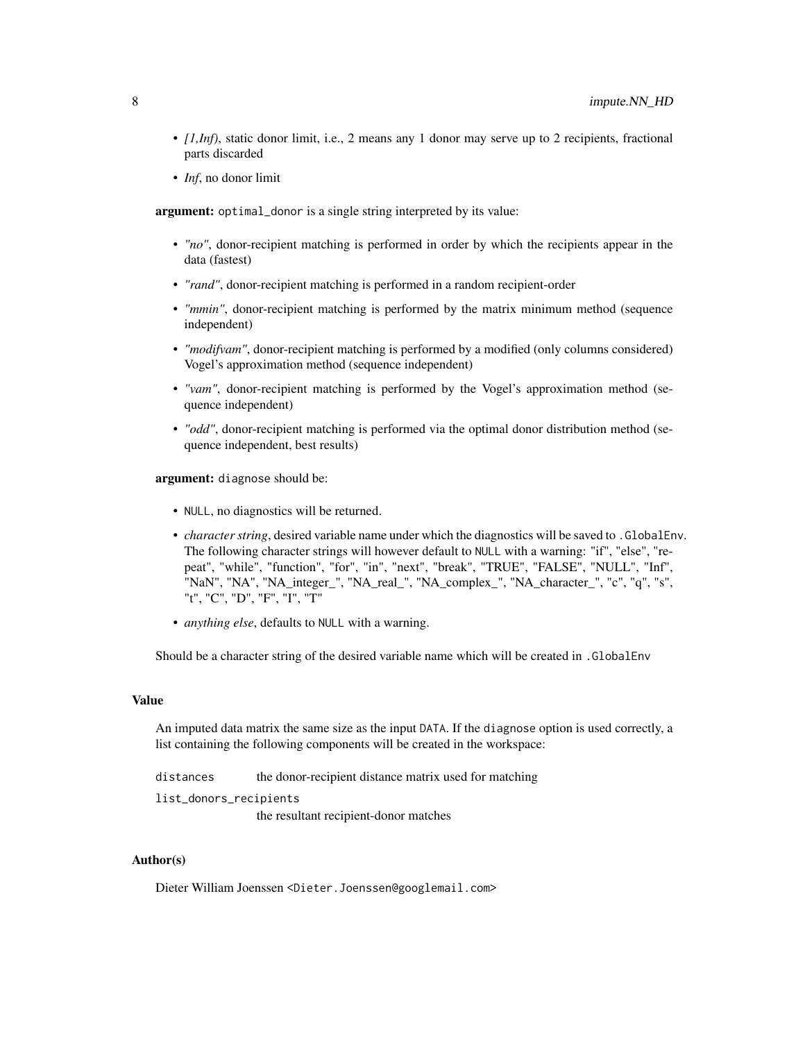- *[1,Inf)*, static donor limit, i.e., 2 means any 1 donor may serve up to 2 recipients, fractional parts discarded
- *Inf*, no donor limit

**argument:** `optimal_donor` is a single string interpreted by its value:

- *"no"*, donor-recipient matching is performed in order by which the recipients appear in the data (fastest)
- *"rand"*, donor-recipient matching is performed in a random recipient-order
- *"mmin"*, donor-recipient matching is performed by the matrix minimum method (sequence independent)
- *"modifvam"*, donor-recipient matching is performed by a modified (only columns considered) Vogel's approximation method (sequence independent)
- *"vam"*, donor-recipient matching is performed by the Vogel's approximation method (sequence independent)
- *"odd"*, donor-recipient matching is performed via the optimal donor distribution method (sequence independent, best results)

**argument:** `diagnose` should be:

- `NULL`, no diagnostics will be returned.
- *character string*, desired variable name under which the diagnostics will be saved to `.GlobalEnv`. The following character strings will however default to `NULL` with a warning: "if", "else", "repeat", "while", "function", "for", "in", "next", "break", "TRUE", "FALSE", "NULL", "Inf", "NaN", "NA", "NA_integer_", "NA_real_", "NA_complex_", "NA_character_", "c", "q", "s", "t", "C", "D", "F", "I", "T"
- *anything else*, defaults to `NULL` with a warning.

Should be a character string of the desired variable name which will be created in `.GlobalEnv`

### Value

An imputed data matrix the same size as the input `DATA`. If the `diagnose` option is used correctly, a list containing the following components will be created in the workspace:

`distances` the donor-recipient distance matrix used for matching

`list_donors_recipients`
the resultant recipient-donor matches

### Author(s)

Dieter William Joenssen <Dieter.Joenssen@googlemail.com>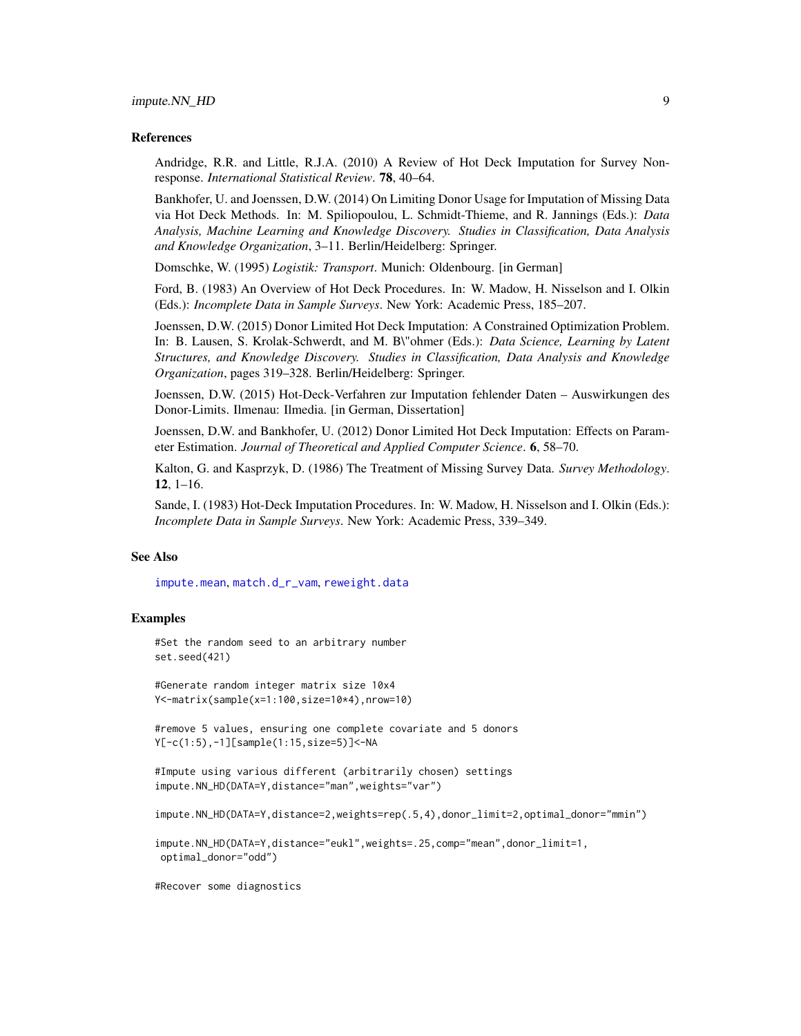### References

Andridge, R.R. and Little, R.J.A. (2010) A Review of Hot Deck Imputation for Survey Nonresponse. *International Statistical Review*. **78**, 40–64.

Bankhofer, U. and Joenssen, D.W. (2014) On Limiting Donor Usage for Imputation of Missing Data via Hot Deck Methods. In: M. Spiliopoulou, L. Schmidt-Thieme, and R. Jannings (Eds.): *Data Analysis, Machine Learning and Knowledge Discovery. Studies in Classification, Data Analysis and Knowledge Organization*, 3–11. Berlin/Heidelberg: Springer.

Domschke, W. (1995) *Logistik: Transport*. Munich: Oldenbourg. [in German]

Ford, B. (1983) An Overview of Hot Deck Procedures. In: W. Madow, H. Nisselson and I. Olkin (Eds.): *Incomplete Data in Sample Surveys*. New York: Academic Press, 185–207.

Joenssen, D.W. (2015) Donor Limited Hot Deck Imputation: A Constrained Optimization Problem. In: B. Lausen, S. Krolak-Schwerdt, and M. B\"ohmer (Eds.): *Data Science, Learning by Latent Structures, and Knowledge Discovery. Studies in Classification, Data Analysis and Knowledge Organization*, pages 319–328. Berlin/Heidelberg: Springer.

Joenssen, D.W. (2015) Hot-Deck-Verfahren zur Imputation fehlender Daten – Auswirkungen des Donor-Limits. Ilmenau: Ilmedia. [in German, Dissertation]

Joenssen, D.W. and Bankhofer, U. (2012) Donor Limited Hot Deck Imputation: Effects on Parameter Estimation. *Journal of Theoretical and Applied Computer Science*. **6**, 58–70.

Kalton, G. and Kasprzyk, D. (1986) The Treatment of Missing Survey Data. *Survey Methodology*. **12**, 1–16.

Sande, I. (1983) Hot-Deck Imputation Procedures. In: W. Madow, H. Nisselson and I. Olkin (Eds.): *Incomplete Data in Sample Surveys*. New York: Academic Press, 339–349.

### See Also

impute.mean, match.d_r_vam, reweight.data

### Examples

```
#Set the random seed to an arbitrary number
set.seed(421)

#Generate random integer matrix size 10x4
Y<-matrix(sample(x=1:100,size=10*4),nrow=10)

#remove 5 values, ensuring one complete covariate and 5 donors
Y[-c(1:5),-1][sample(1:15,size=5)]<-NA

#Impute using various different (arbitrarily chosen) settings
impute.NN_HD(DATA=Y,distance="man",weights="var")

impute.NN_HD(DATA=Y,distance=2,weights=rep(.5,4),donor_limit=2,optimal_donor="mmin")

impute.NN_HD(DATA=Y,distance="eukl",weights=.25,comp="mean",donor_limit=1,
 optimal_donor="odd")

#Recover some diagnostics
```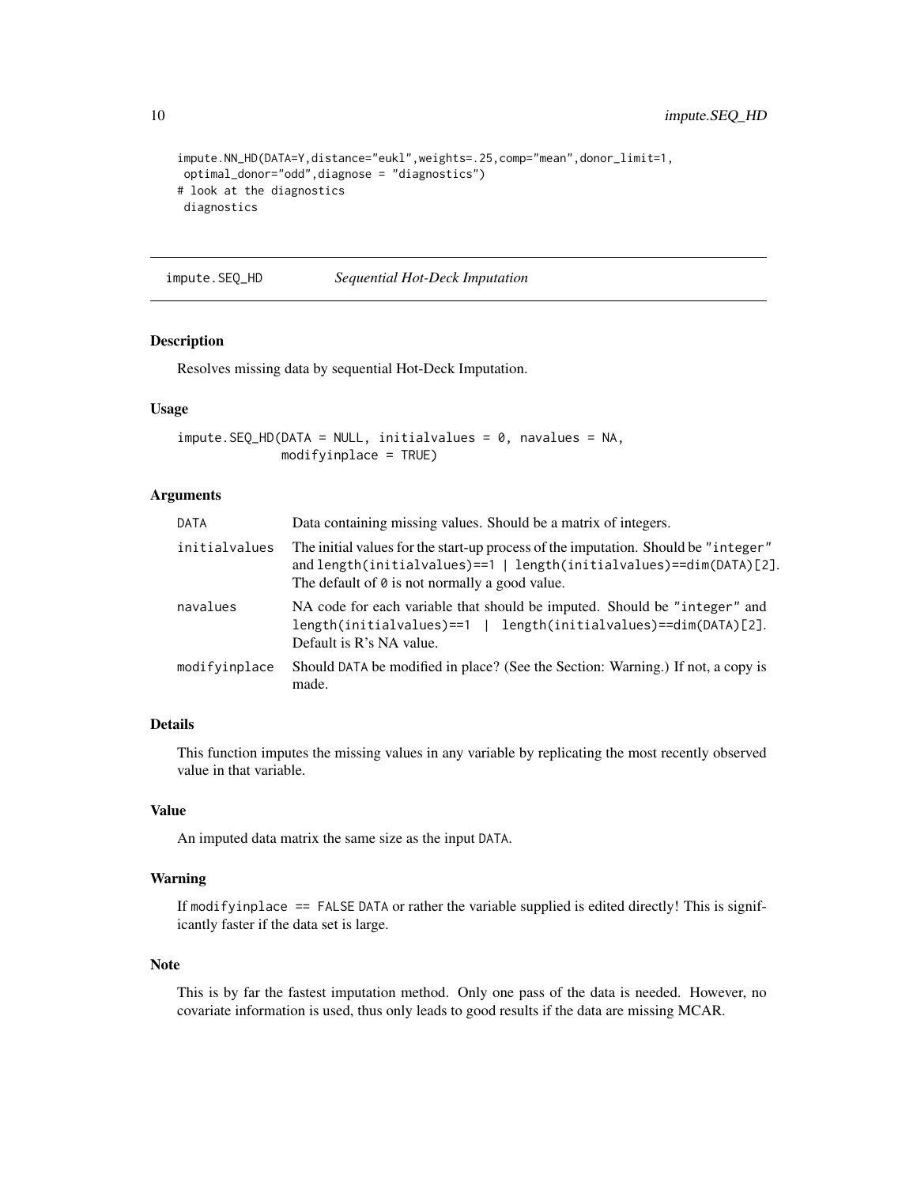```
impute.NN_HD(DATA=Y,distance="eukl",weights=.25,comp="mean",donor_limit=1,
 optimal_donor="odd",diagnose = "diagnostics")
# look at the diagnostics
 diagnostics
```

---

## impute.SEQ_HD — *Sequential Hot-Deck Imputation*

### Description

Resolves missing data by sequential Hot-Deck Imputation.

### Usage

```
impute.SEQ_HD(DATA = NULL, initialvalues = 0, navalues = NA,
              modifyinplace = TRUE)
```

### Arguments

| | |
|---|---|
| `DATA` | Data containing missing values. Should be a matrix of integers. |
| `initialvalues` | The initial values for the start-up process of the imputation. Should be `"integer"` and `length(initialvalues)==1 \| length(initialvalues)==dim(DATA)[2]`. The default of `0` is not normally a good value. |
| `navalues` | NA code for each variable that should be imputed. Should be `"integer"` and `length(initialvalues)==1 \| length(initialvalues)==dim(DATA)[2]`. Default is R's NA value. |
| `modifyinplace` | Should `DATA` be modified in place? (See the Section: Warning.) If not, a copy is made. |

### Details

This function imputes the missing values in any variable by replicating the most recently observed value in that variable.

### Value

An imputed data matrix the same size as the input `DATA`.

### Warning

If `modifyinplace == FALSE` `DATA` or rather the variable supplied is edited directly! This is significantly faster if the data set is large.

### Note

This is by far the fastest imputation method. Only one pass of the data is needed. However, no covariate information is used, thus only leads to good results if the data are missing MCAR.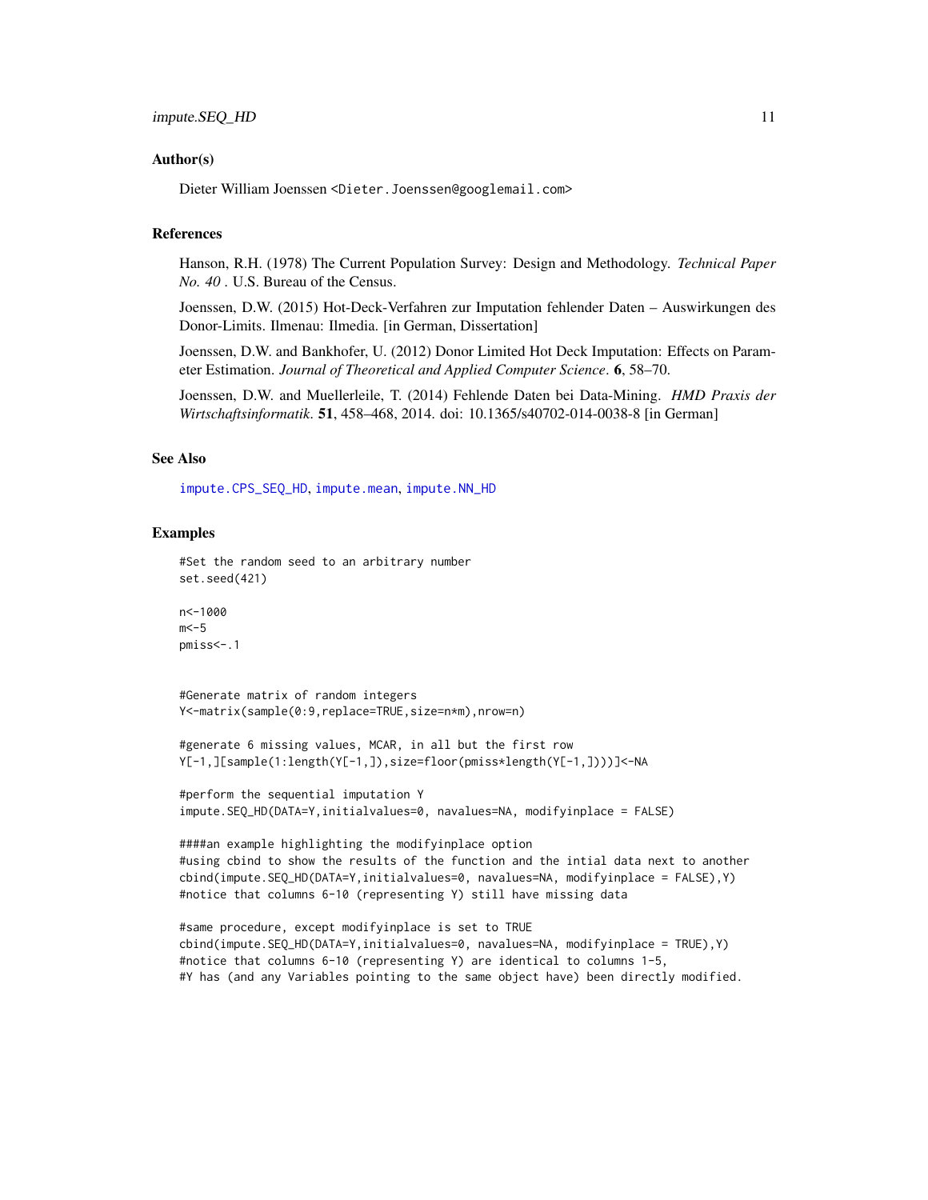## Author(s)

Dieter William Joenssen <Dieter.Joenssen@googlemail.com>

## References

Hanson, R.H. (1978) The Current Population Survey: Design and Methodology. *Technical Paper No. 40* . U.S. Bureau of the Census.

Joenssen, D.W. (2015) Hot-Deck-Verfahren zur Imputation fehlender Daten – Auswirkungen des Donor-Limits. Ilmenau: Ilmedia. [in German, Dissertation]

Joenssen, D.W. and Bankhofer, U. (2012) Donor Limited Hot Deck Imputation: Effects on Parameter Estimation. *Journal of Theoretical and Applied Computer Science*. **6**, 58–70.

Joenssen, D.W. and Muellerleile, T. (2014) Fehlende Daten bei Data-Mining. *HMD Praxis der Wirtschaftsinformatik*. **51**, 458–468, 2014. doi: 10.1365/s40702-014-0038-8 [in German]

## See Also

impute.CPS_SEQ_HD, impute.mean, impute.NN_HD

## Examples

```
#Set the random seed to an arbitrary number
set.seed(421)

n<-1000
m<-5
pmiss<-.1


#Generate matrix of random integers
Y<-matrix(sample(0:9,replace=TRUE,size=n*m),nrow=n)

#generate 6 missing values, MCAR, in all but the first row
Y[-1,][sample(1:length(Y[-1,]),size=floor(pmiss*length(Y[-1,])))]<-NA

#perform the sequential imputation Y
impute.SEQ_HD(DATA=Y,initialvalues=0, navalues=NA, modifyinplace = FALSE)

####an example highlighting the modifyinplace option
#using cbind to show the results of the function and the intial data next to another
cbind(impute.SEQ_HD(DATA=Y,initialvalues=0, navalues=NA, modifyinplace = FALSE),Y)
#notice that columns 6-10 (representing Y) still have missing data

#same procedure, except modifyinplace is set to TRUE
cbind(impute.SEQ_HD(DATA=Y,initialvalues=0, navalues=NA, modifyinplace = TRUE),Y)
#notice that columns 6-10 (representing Y) are identical to columns 1-5,
#Y has (and any Variables pointing to the same object have) been directly modified.
```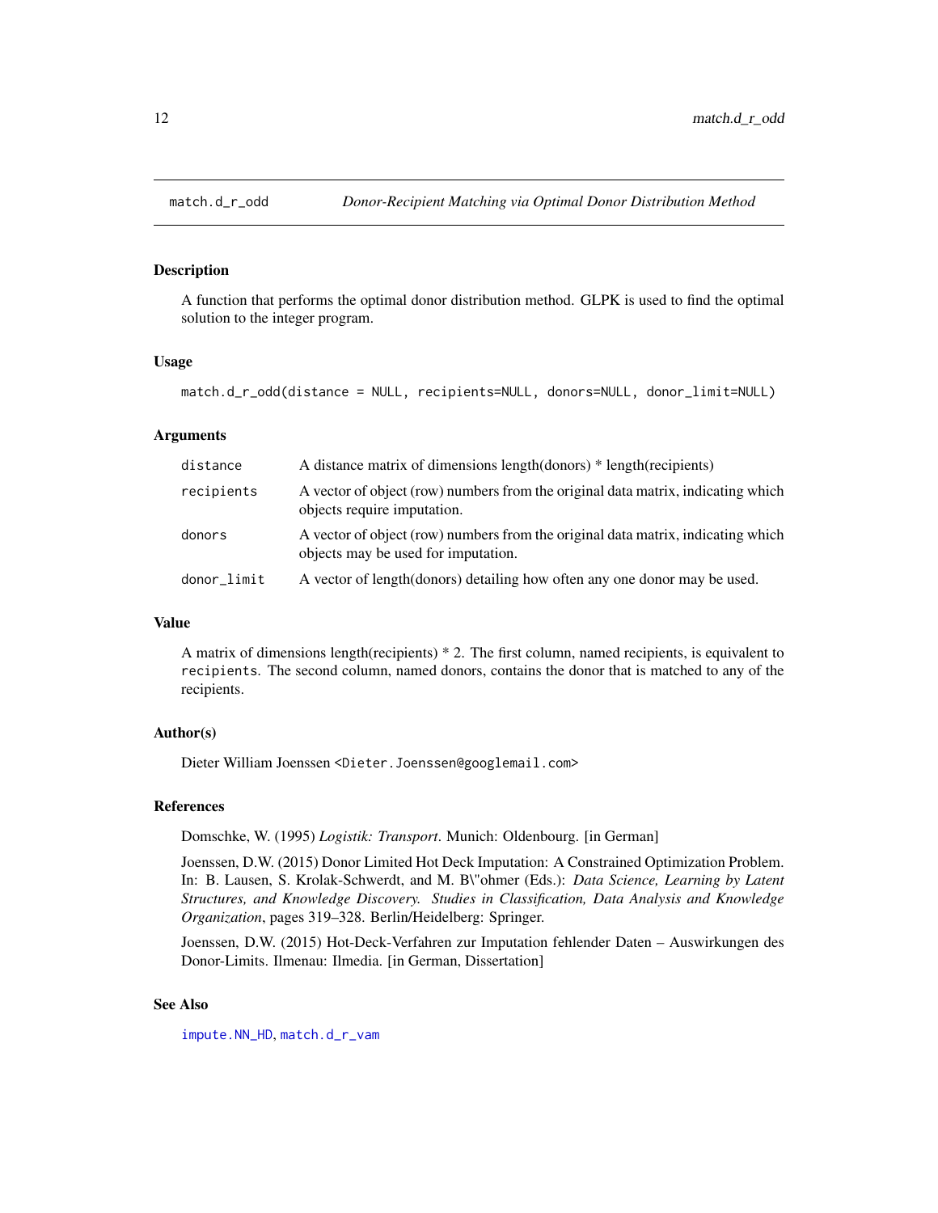# match.d_r_odd — *Donor-Recipient Matching via Optimal Donor Distribution Method*

## Description

A function that performs the optimal donor distribution method. GLPK is used to find the optimal solution to the integer program.

## Usage

```
match.d_r_odd(distance = NULL, recipients=NULL, donors=NULL, donor_limit=NULL)
```

## Arguments

| | |
|---|---|
| `distance` | A distance matrix of dimensions length(donors) * length(recipients) |
| `recipients` | A vector of object (row) numbers from the original data matrix, indicating which objects require imputation. |
| `donors` | A vector of object (row) numbers from the original data matrix, indicating which objects may be used for imputation. |
| `donor_limit` | A vector of length(donors) detailing how often any one donor may be used. |

## Value

A matrix of dimensions length(recipients) * 2. The first column, named recipients, is equivalent to `recipients`. The second column, named donors, contains the donor that is matched to any of the recipients.

## Author(s)

Dieter William Joenssen <`Dieter.Joenssen@googlemail.com`>

## References

Domschke, W. (1995) *Logistik: Transport*. Munich: Oldenbourg. [in German]

Joenssen, D.W. (2015) Donor Limited Hot Deck Imputation: A Constrained Optimization Problem. In: B. Lausen, S. Krolak-Schwerdt, and M. B\"ohmer (Eds.): *Data Science, Learning by Latent Structures, and Knowledge Discovery. Studies in Classification, Data Analysis and Knowledge Organization*, pages 319–328. Berlin/Heidelberg: Springer.

Joenssen, D.W. (2015) Hot-Deck-Verfahren zur Imputation fehlender Daten – Auswirkungen des Donor-Limits. Ilmenau: Ilmedia. [in German, Dissertation]

## See Also

`impute.NN_HD`, `match.d_r_vam`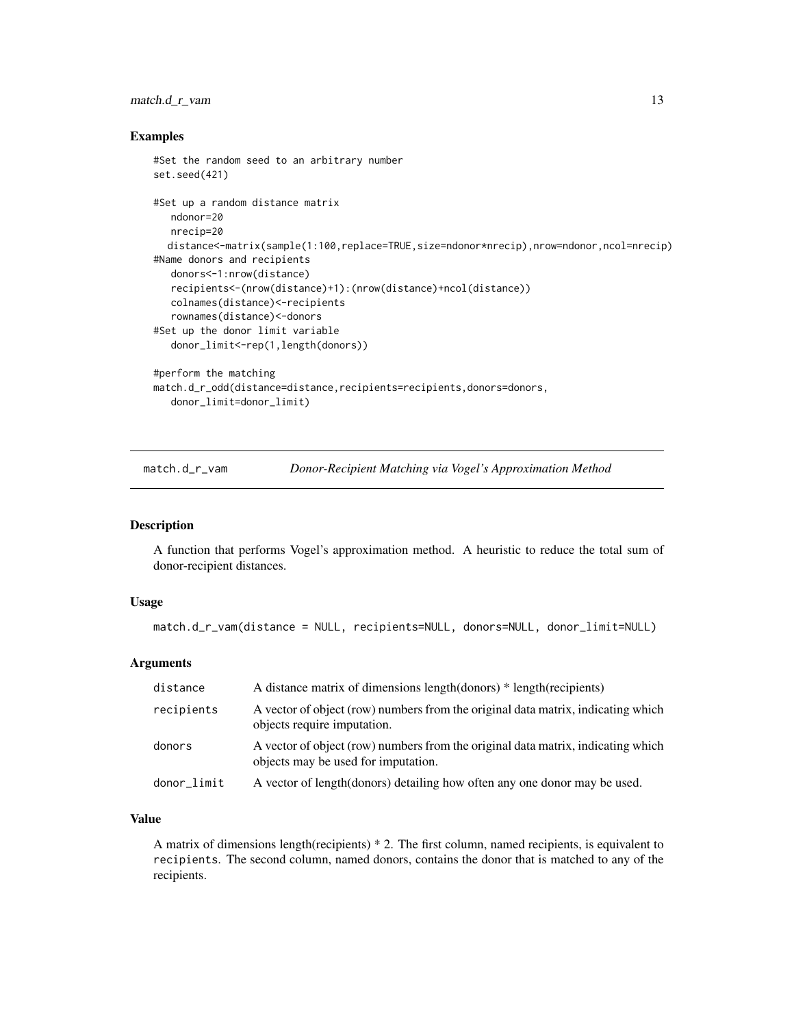### Examples

```
#Set the random seed to an arbitrary number
set.seed(421)

#Set up a random distance matrix
   ndonor=20
   nrecip=20
  distance<-matrix(sample(1:100,replace=TRUE,size=ndonor*nrecip),nrow=ndonor,ncol=nrecip)
#Name donors and recipients
   donors<-1:nrow(distance)
   recipients<-(nrow(distance)+1):(nrow(distance)+ncol(distance))
   colnames(distance)<-recipients
   rownames(distance)<-donors
#Set up the donor limit variable
   donor_limit<-rep(1,length(donors))

#perform the matching
match.d_r_odd(distance=distance,recipients=recipients,donors=donors,
   donor_limit=donor_limit)
```

## match.d_r_vam — *Donor-Recipient Matching via Vogel's Approximation Method*

### Description

A function that performs Vogel's approximation method. A heuristic to reduce the total sum of donor-recipient distances.

### Usage

```
match.d_r_vam(distance = NULL, recipients=NULL, donors=NULL, donor_limit=NULL)
```

### Arguments

| | |
|---|---|
| distance | A distance matrix of dimensions length(donors) * length(recipients) |
| recipients | A vector of object (row) numbers from the original data matrix, indicating which objects require imputation. |
| donors | A vector of object (row) numbers from the original data matrix, indicating which objects may be used for imputation. |
| donor_limit | A vector of length(donors) detailing how often any one donor may be used. |

### Value

A matrix of dimensions length(recipients) * 2. The first column, named recipients, is equivalent to `recipients`. The second column, named donors, contains the donor that is matched to any of the recipients.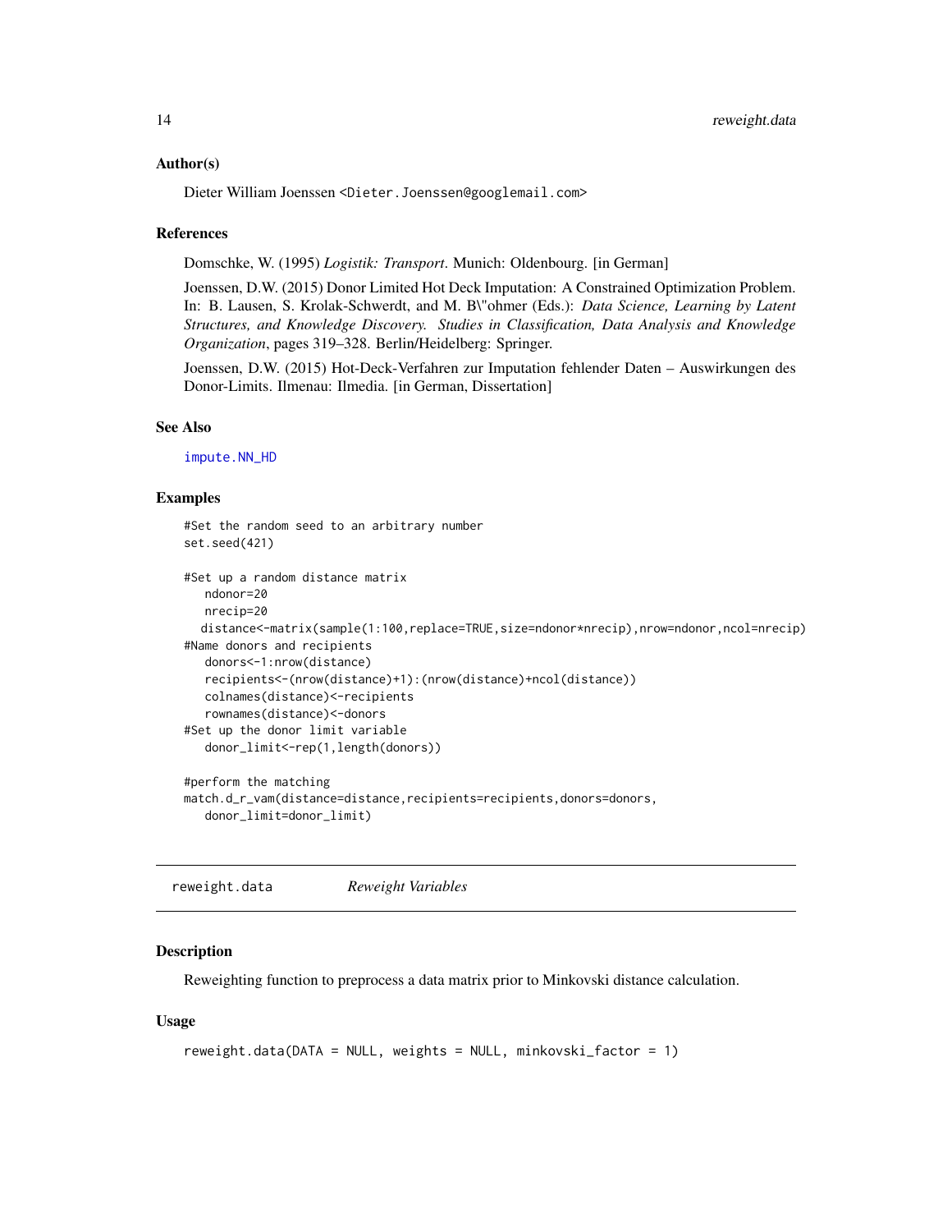### Author(s)

Dieter William Joenssen <Dieter.Joenssen@googlemail.com>

### References

Domschke, W. (1995) *Logistik: Transport*. Munich: Oldenbourg. [in German]

Joenssen, D.W. (2015) Donor Limited Hot Deck Imputation: A Constrained Optimization Problem. In: B. Lausen, S. Krolak-Schwerdt, and M. B\"ohmer (Eds.): *Data Science, Learning by Latent Structures, and Knowledge Discovery. Studies in Classification, Data Analysis and Knowledge Organization*, pages 319–328. Berlin/Heidelberg: Springer.

Joenssen, D.W. (2015) Hot-Deck-Verfahren zur Imputation fehlender Daten – Auswirkungen des Donor-Limits. Ilmenau: Ilmedia. [in German, Dissertation]

### See Also

impute.NN_HD

### Examples

```
#Set the random seed to an arbitrary number
set.seed(421)

#Set up a random distance matrix
   ndonor=20
   nrecip=20
  distance<-matrix(sample(1:100,replace=TRUE,size=ndonor*nrecip),nrow=ndonor,ncol=nrecip)
#Name donors and recipients
   donors<-1:nrow(distance)
   recipients<-(nrow(distance)+1):(nrow(distance)+ncol(distance))
   colnames(distance)<-recipients
   rownames(distance)<-donors
#Set up the donor limit variable
   donor_limit<-rep(1,length(donors))

#perform the matching
match.d_r_vam(distance=distance,recipients=recipients,donors=donors,
   donor_limit=donor_limit)
```

---

## reweight.data *Reweight Variables*

### Description

Reweighting function to preprocess a data matrix prior to Minkovski distance calculation.

### Usage

```
reweight.data(DATA = NULL, weights = NULL, minkovski_factor = 1)
```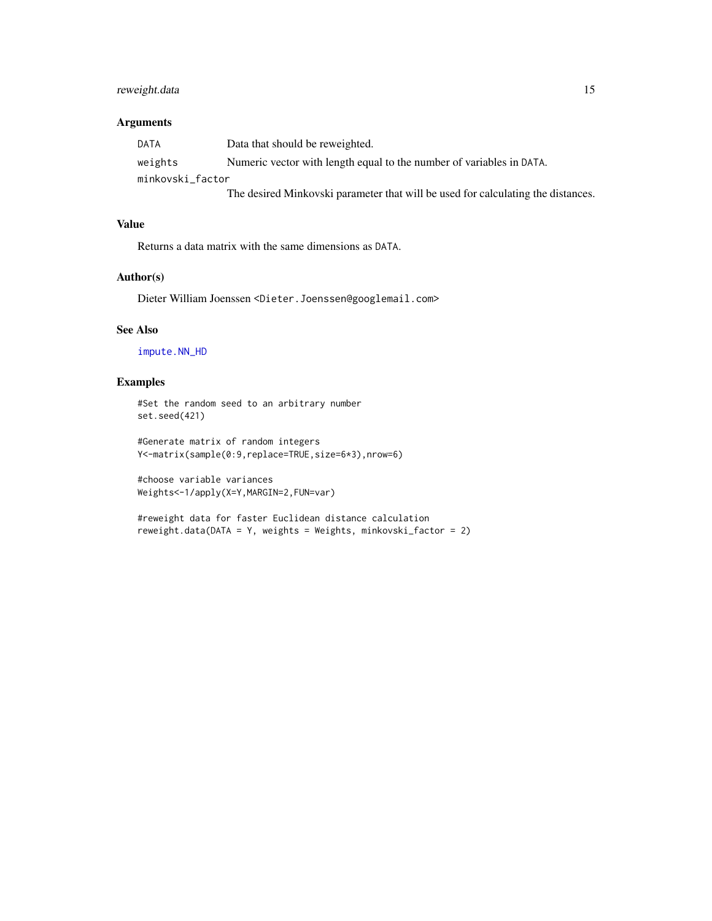## Arguments

| | |
|---|---|
| DATA | Data that should be reweighted. |
| weights | Numeric vector with length equal to the number of variables in DATA. |
| minkovski_factor | The desired Minkovski parameter that will be used for calculating the distances. |

## Value

Returns a data matrix with the same dimensions as DATA.

## Author(s)

Dieter William Joenssen <Dieter.Joenssen@googlemail.com>

## See Also

impute.NN_HD

## Examples

```
#Set the random seed to an arbitrary number
set.seed(421)

#Generate matrix of random integers
Y<-matrix(sample(0:9,replace=TRUE,size=6*3),nrow=6)

#choose variable variances
Weights<-1/apply(X=Y,MARGIN=2,FUN=var)

#reweight data for faster Euclidean distance calculation
reweight.data(DATA = Y, weights = Weights, minkovski_factor = 2)
```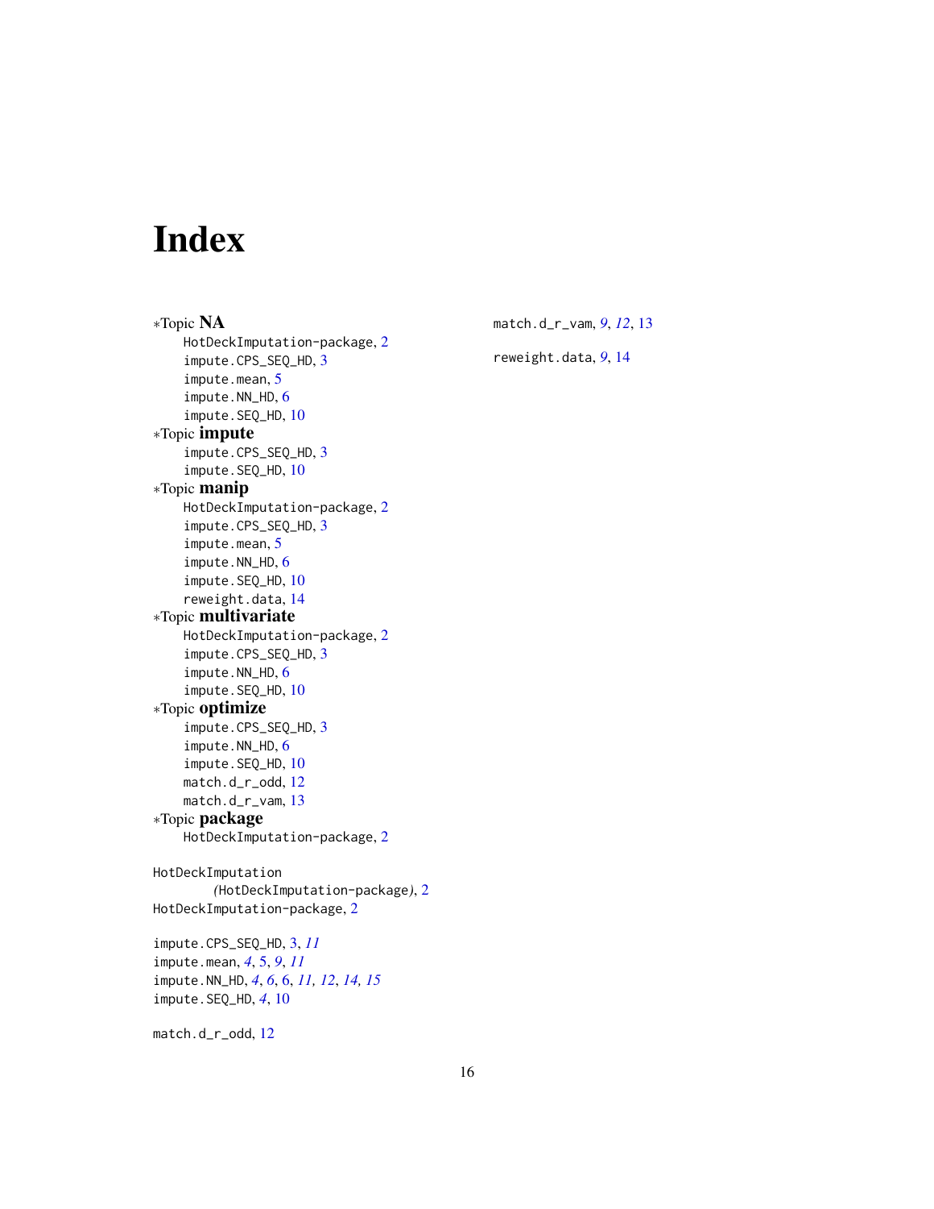# Index

∗Topic **NA**

- HotDeckImputation-package, 2
- impute.CPS_SEQ_HD, 3
- impute.mean, 5
- impute.NN_HD, 6
- impute.SEQ_HD, 10

∗Topic **impute**

- impute.CPS_SEQ_HD, 3
- impute.SEQ_HD, 10

∗Topic **manip**

- HotDeckImputation-package, 2
- impute.CPS_SEQ_HD, 3
- impute.mean, 5
- impute.NN_HD, 6
- impute.SEQ_HD, 10
- reweight.data, 14

∗Topic **multivariate**

- HotDeckImputation-package, 2
- impute.CPS_SEQ_HD, 3
- impute.NN_HD, 6
- impute.SEQ_HD, 10

∗Topic **optimize**

- impute.CPS_SEQ_HD, 3
- impute.NN_HD, 6
- impute.SEQ_HD, 10
- match.d_r_odd, 12
- match.d_r_vam, 13

∗Topic **package**

- HotDeckImputation-package, 2

HotDeckImputation
  *(*HotDeckImputation-package*)*, 2
HotDeckImputation-package, 2

impute.CPS_SEQ_HD, 3, *11*
impute.mean, *4*, 5, *9*, *11*
impute.NN_HD, *4*, *6*, 6, *11*, *12*, *14*, *15*
impute.SEQ_HD, *4*, 10

match.d_r_odd, 12
match.d_r_vam, *9*, *12*, 13

reweight.data, *9*, 14